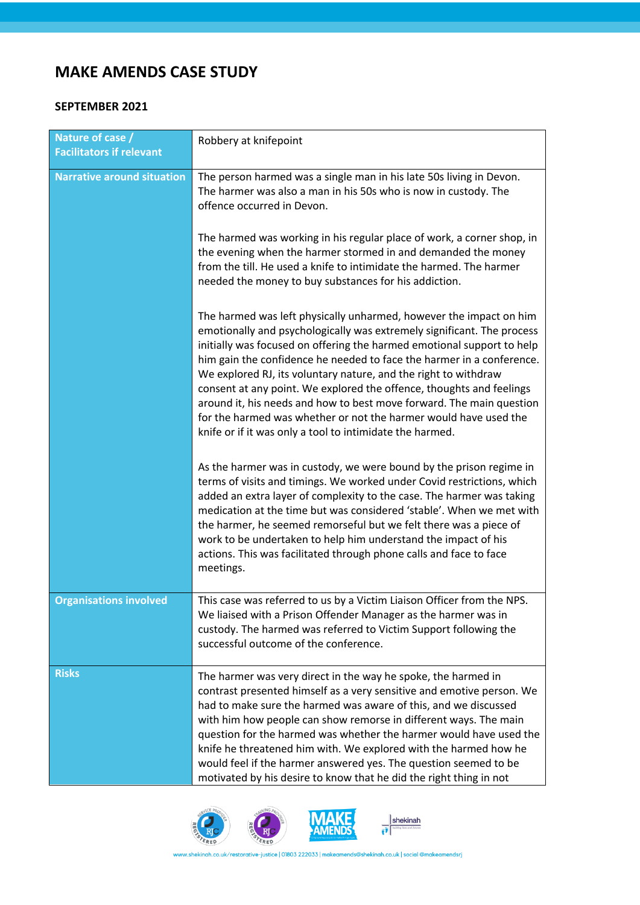# MAKE AMENDS CASE STUDY

**SEPTEMBER 2021**

| Nature of case / Facilitators if relevant | Robbery at knifepoint |
|---|---|
| Narrative around situation | The person harmed was a single man in his late 50s living in Devon. The harmer was also a man in his 50s who is now in custody. The offence occurred in Devon.<br><br>The harmed was working in his regular place of work, a corner shop, in the evening when the harmer stormed in and demanded the money from the till. He used a knife to intimidate the harmed. The harmer needed the money to buy substances for his addiction.<br><br>The harmed was left physically unharmed, however the impact on him emotionally and psychologically was extremely significant. The process initially was focused on offering the harmed emotional support to help him gain the confidence he needed to face the harmer in a conference. We explored RJ, its voluntary nature, and the right to withdraw consent at any point. We explored the offence, thoughts and feelings around it, his needs and how to best move forward. The main question for the harmed was whether or not the harmer would have used the knife or if it was only a tool to intimidate the harmed.<br><br>As the harmer was in custody, we were bound by the prison regime in terms of visits and timings. We worked under Covid restrictions, which added an extra layer of complexity to the case. The harmer was taking medication at the time but was considered 'stable'. When we met with the harmer, he seemed remorseful but we felt there was a piece of work to be undertaken to help him understand the impact of his actions. This was facilitated through phone calls and face to face meetings. |
| Organisations involved | This case was referred to us by a Victim Liaison Officer from the NPS. We liaised with a Prison Offender Manager as the harmer was in custody. The harmed was referred to Victim Support following the successful outcome of the conference. |
| Risks | The harmer was very direct in the way he spoke, the harmed in contrast presented himself as a very sensitive and emotive person. We had to make sure the harmed was aware of this, and we discussed with him how people can show remorse in different ways. The main question for the harmed was whether the harmer would have used the knife he threatened him with. We explored with the harmed how he would feel if the harmer answered yes. The question seemed to be motivated by his desire to know that he did the right thing in not |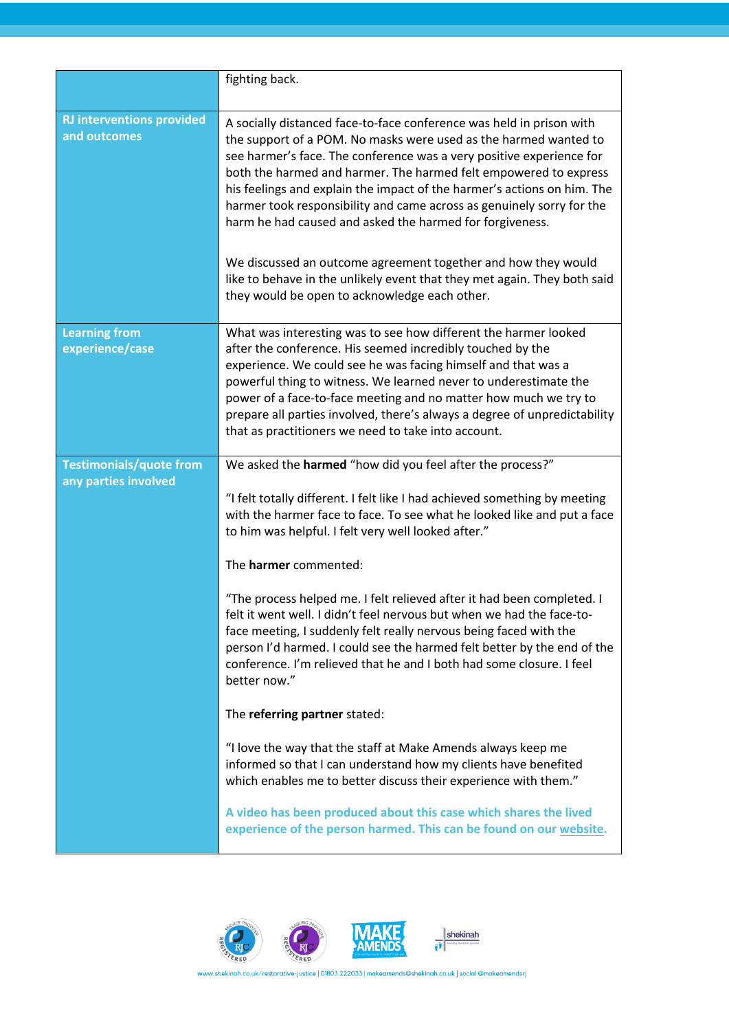| | |
|---|---|
| | fighting back. |
| **RJ interventions provided and outcomes** | A socially distanced face-to-face conference was held in prison with the support of a POM. No masks were used as the harmed wanted to see harmer's face. The conference was a very positive experience for both the harmed and harmer. The harmed felt empowered to express his feelings and explain the impact of the harmer's actions on him. The harmer took responsibility and came across as genuinely sorry for the harm he had caused and asked the harmed for forgiveness.<br><br>We discussed an outcome agreement together and how they would like to behave in the unlikely event that they met again. They both said they would be open to acknowledge each other. |
| **Learning from experience/case** | What was interesting was to see how different the harmer looked after the conference. His seemed incredibly touched by the experience. We could see he was facing himself and that was a powerful thing to witness. We learned never to underestimate the power of a face-to-face meeting and no matter how much we try to prepare all parties involved, there's always a degree of unpredictability that as practitioners we need to take into account. |
| **Testimonials/quote from any parties involved** | We asked the **harmed** "how did you feel after the process?"<br><br>"I felt totally different. I felt like I had achieved something by meeting with the harmer face to face. To see what he looked like and put a face to him was helpful. I felt very well looked after."<br><br>The **harmer** commented:<br><br>"The process helped me. I felt relieved after it had been completed. I felt it went well. I didn't feel nervous but when we had the face-to-face meeting, I suddenly felt really nervous being faced with the person I'd harmed. I could see the harmed felt better by the end of the conference. I'm relieved that he and I both had some closure. I feel better now."<br><br>The **referring partner** stated:<br><br>"I love the way that the staff at Make Amends always keep me informed so that I can understand how my clients have benefited which enables me to better discuss their experience with them."<br><br>**A video has been produced about this case which shares the lived experience of the person harmed. This can be found on our website.** |

www.shekinah.co.uk/restorative-justice | 01803 222033 | makeamends@shekinah.co.uk | social @makeamendsrj